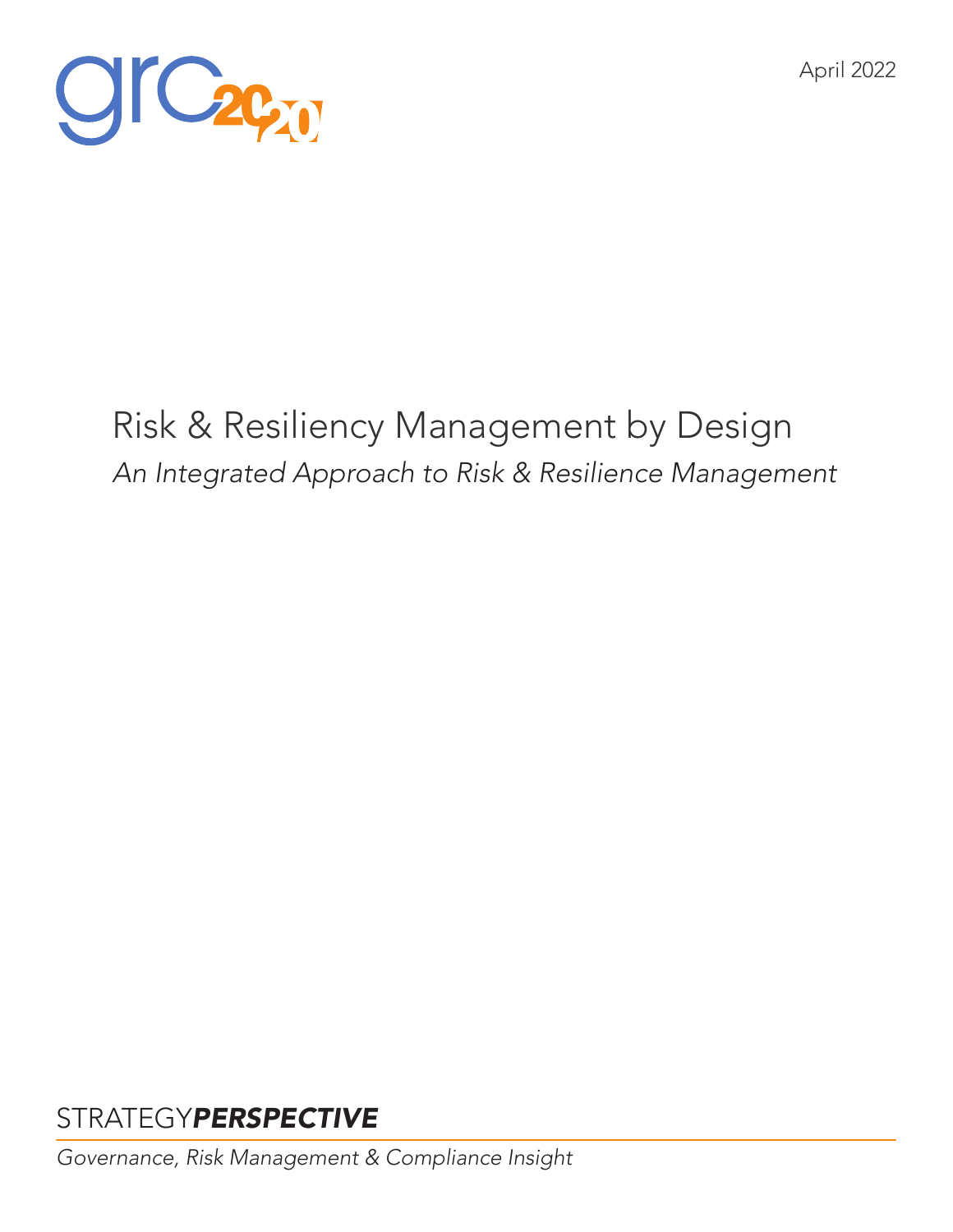grc 20/20

April 2022

# Risk & Resiliency Management by Design

*An Integrated Approach to Risk & Resilience Management*

STRATEGY***PERSPECTIVE***

*Governance, Risk Management & Compliance Insight*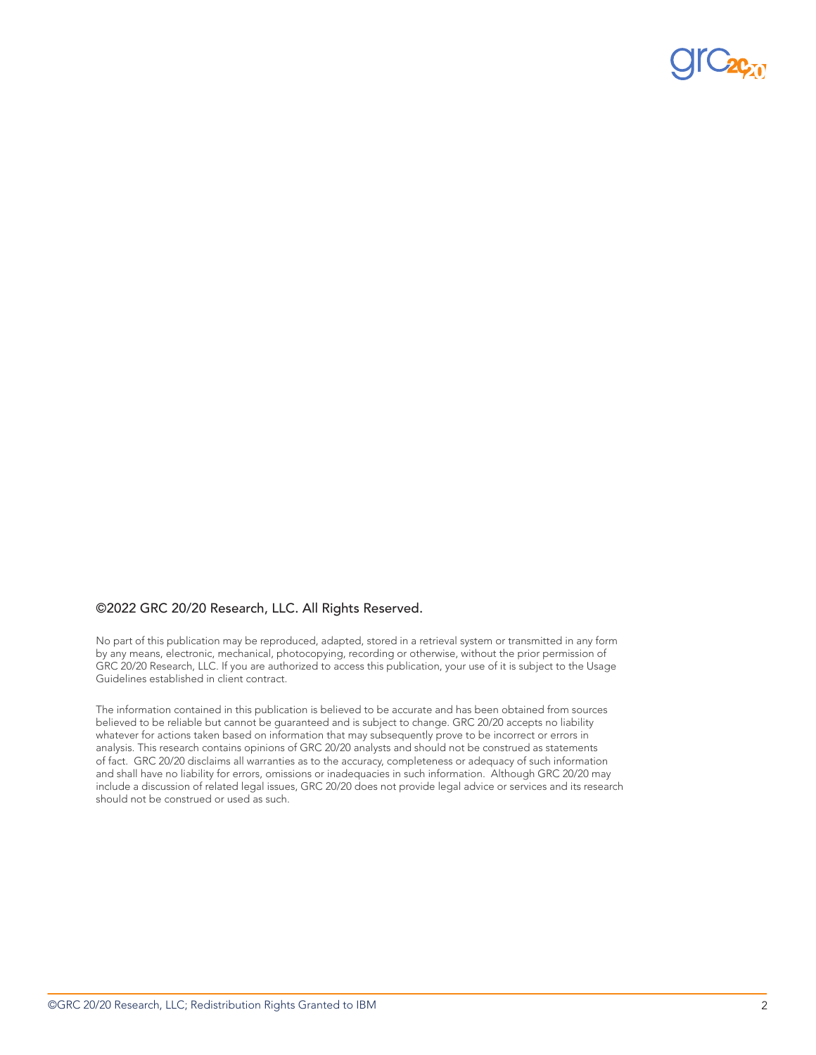©2022 GRC 20/20 Research, LLC. All Rights Reserved.

No part of this publication may be reproduced, adapted, stored in a retrieval system or transmitted in any form by any means, electronic, mechanical, photocopying, recording or otherwise, without the prior permission of GRC 20/20 Research, LLC. If you are authorized to access this publication, your use of it is subject to the Usage Guidelines established in client contract.

The information contained in this publication is believed to be accurate and has been obtained from sources believed to be reliable but cannot be guaranteed and is subject to change. GRC 20/20 accepts no liability whatever for actions taken based on information that may subsequently prove to be incorrect or errors in analysis. This research contains opinions of GRC 20/20 analysts and should not be construed as statements of fact. GRC 20/20 disclaims all warranties as to the accuracy, completeness or adequacy of such information and shall have no liability for errors, omissions or inadequacies in such information. Although GRC 20/20 may include a discussion of related legal issues, GRC 20/20 does not provide legal advice or services and its research should not be construed or used as such.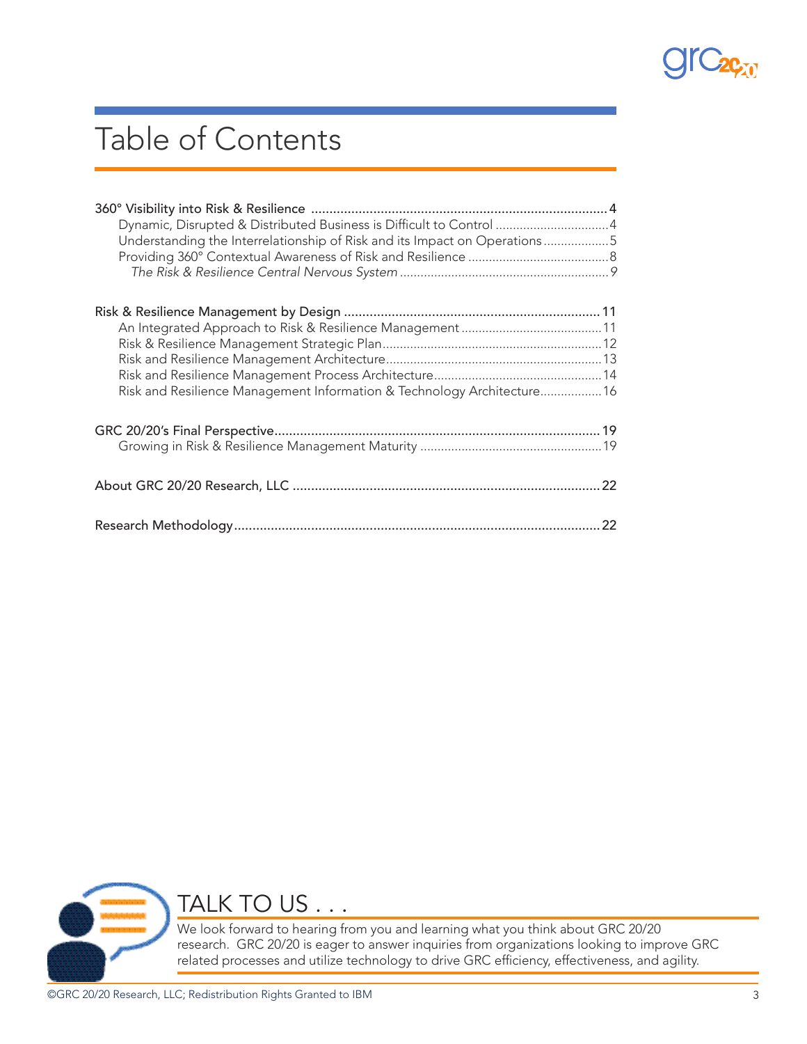# Table of Contents

- 360° Visibility into Risk & Resilience ........ 4
  - Dynamic, Disrupted & Distributed Business is Difficult to Control ........ 4
  - Understanding the Interrelationship of Risk and its Impact on Operations ........ 5
  - Providing 360° Contextual Awareness of Risk and Resilience ........ 8
    - *The Risk & Resilience Central Nervous System* ........ *9*
- Risk & Resilience Management by Design ........ 11
  - An Integrated Approach to Risk & Resilience Management ........ 11
  - Risk & Resilience Management Strategic Plan ........ 12
  - Risk and Resilience Management Architecture ........ 13
  - Risk and Resilience Management Process Architecture ........ 14
  - Risk and Resilience Management Information & Technology Architecture ........ 16
- GRC 20/20's Final Perspective ........ 19
  - Growing in Risk & Resilience Management Maturity ........ 19
- About GRC 20/20 Research, LLC ........ 22
- Research Methodology ........ 22

## TALK TO US . . .

We look forward to hearing from you and learning what you think about GRC 20/20 research. GRC 20/20 is eager to answer inquiries from organizations looking to improve GRC related processes and utilize technology to drive GRC efficiency, effectiveness, and agility.

©GRC 20/20 Research, LLC; Redistribution Rights Granted to IBM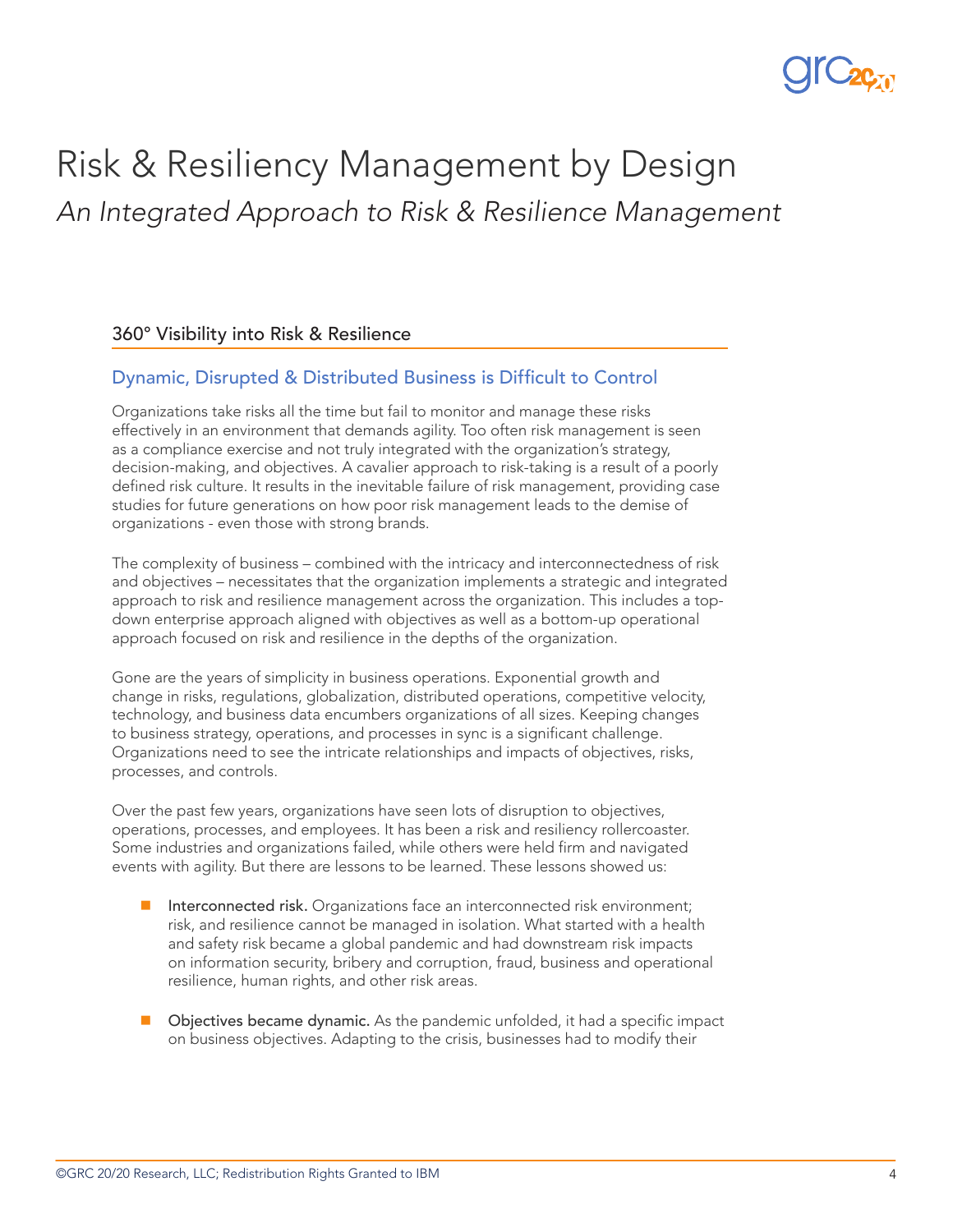# Risk & Resiliency Management by Design

*An Integrated Approach to Risk & Resilience Management*

## 360° Visibility into Risk & Resilience

### Dynamic, Disrupted & Distributed Business is Difficult to Control

Organizations take risks all the time but fail to monitor and manage these risks effectively in an environment that demands agility. Too often risk management is seen as a compliance exercise and not truly integrated with the organization's strategy, decision-making, and objectives. A cavalier approach to risk-taking is a result of a poorly defined risk culture. It results in the inevitable failure of risk management, providing case studies for future generations on how poor risk management leads to the demise of organizations - even those with strong brands.

The complexity of business – combined with the intricacy and interconnectedness of risk and objectives – necessitates that the organization implements a strategic and integrated approach to risk and resilience management across the organization. This includes a top-down enterprise approach aligned with objectives as well as a bottom-up operational approach focused on risk and resilience in the depths of the organization.

Gone are the years of simplicity in business operations. Exponential growth and change in risks, regulations, globalization, distributed operations, competitive velocity, technology, and business data encumbers organizations of all sizes. Keeping changes to business strategy, operations, and processes in sync is a significant challenge. Organizations need to see the intricate relationships and impacts of objectives, risks, processes, and controls.

Over the past few years, organizations have seen lots of disruption to objectives, operations, processes, and employees. It has been a risk and resiliency rollercoaster. Some industries and organizations failed, while others were held firm and navigated events with agility. But there are lessons to be learned. These lessons showed us:

- **Interconnected risk.** Organizations face an interconnected risk environment; risk, and resilience cannot be managed in isolation. What started with a health and safety risk became a global pandemic and had downstream risk impacts on information security, bribery and corruption, fraud, business and operational resilience, human rights, and other risk areas.
- **Objectives became dynamic.** As the pandemic unfolded, it had a specific impact on business objectives. Adapting to the crisis, businesses had to modify their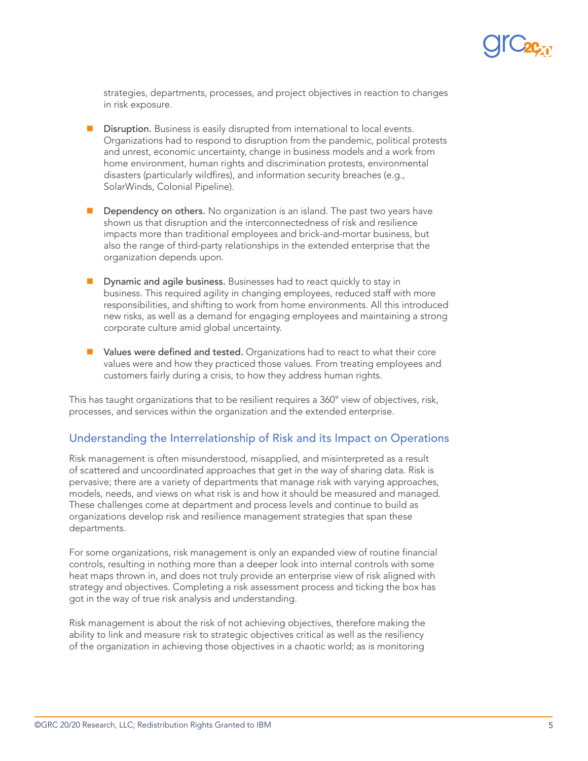strategies, departments, processes, and project objectives in reaction to changes in risk exposure.

- **Disruption.** Business is easily disrupted from international to local events. Organizations had to respond to disruption from the pandemic, political protests and unrest, economic uncertainty, change in business models and a work from home environment, human rights and discrimination protests, environmental disasters (particularly wildfires), and information security breaches (e.g., SolarWinds, Colonial Pipeline).

- **Dependency on others.** No organization is an island. The past two years have shown us that disruption and the interconnectedness of risk and resilience impacts more than traditional employees and brick-and-mortar business, but also the range of third-party relationships in the extended enterprise that the organization depends upon.

- **Dynamic and agile business.** Businesses had to react quickly to stay in business. This required agility in changing employees, reduced staff with more responsibilities, and shifting to work from home environments. All this introduced new risks, as well as a demand for engaging employees and maintaining a strong corporate culture amid global uncertainty.

- **Values were defined and tested.** Organizations had to react to what their core values were and how they practiced those values. From treating employees and customers fairly during a crisis, to how they address human rights.

This has taught organizations that to be resilient requires a 360° view of objectives, risk, processes, and services within the organization and the extended enterprise.

## Understanding the Interrelationship of Risk and its Impact on Operations

Risk management is often misunderstood, misapplied, and misinterpreted as a result of scattered and uncoordinated approaches that get in the way of sharing data. Risk is pervasive; there are a variety of departments that manage risk with varying approaches, models, needs, and views on what risk is and how it should be measured and managed. These challenges come at department and process levels and continue to build as organizations develop risk and resilience management strategies that span these departments.

For some organizations, risk management is only an expanded view of routine financial controls, resulting in nothing more than a deeper look into internal controls with some heat maps thrown in, and does not truly provide an enterprise view of risk aligned with strategy and objectives. Completing a risk assessment process and ticking the box has got in the way of true risk analysis and understanding.

Risk management is about the risk of not achieving objectives, therefore making the ability to link and measure risk to strategic objectives critical as well as the resiliency of the organization in achieving those objectives in a chaotic world; as is monitoring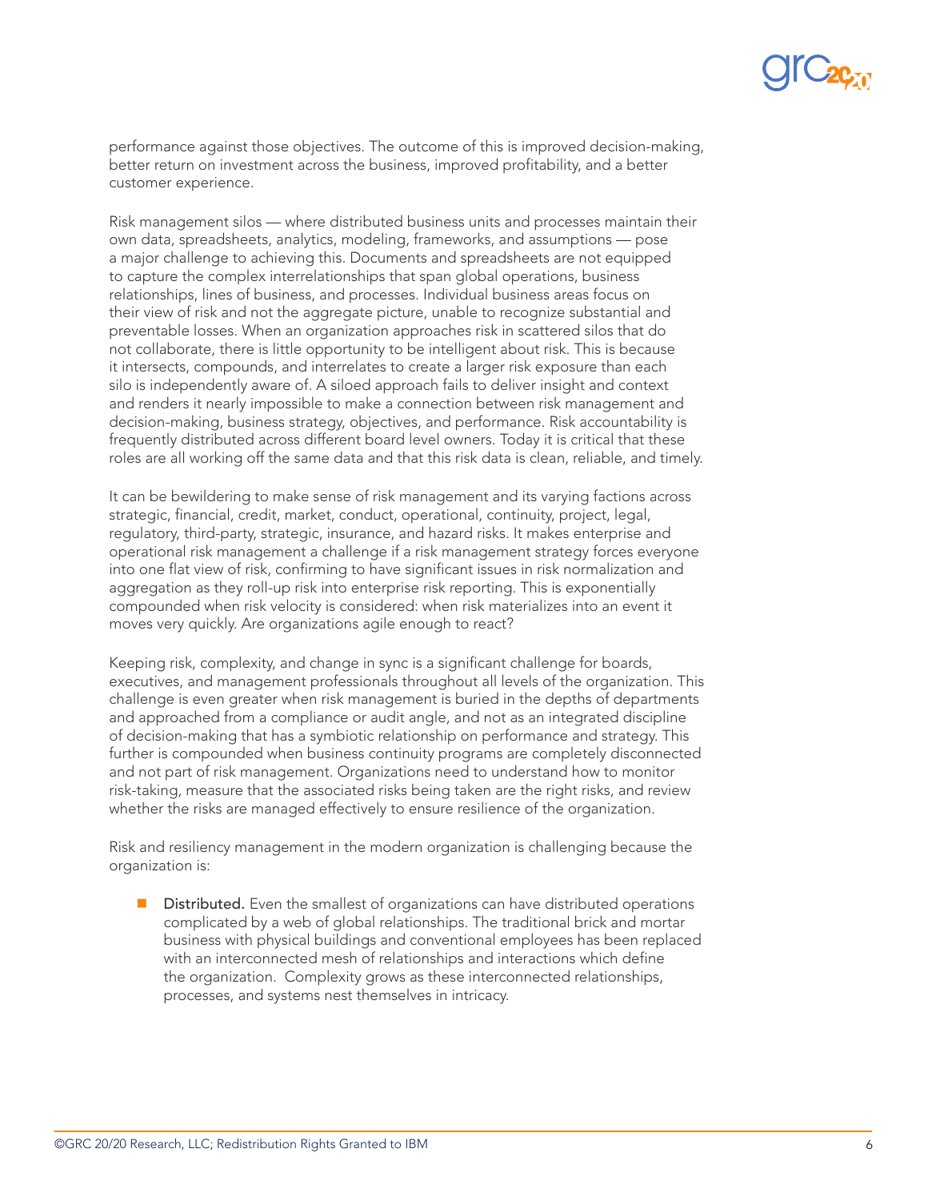performance against those objectives. The outcome of this is improved decision-making, better return on investment across the business, improved profitability, and a better customer experience.

Risk management silos — where distributed business units and processes maintain their own data, spreadsheets, analytics, modeling, frameworks, and assumptions — pose a major challenge to achieving this. Documents and spreadsheets are not equipped to capture the complex interrelationships that span global operations, business relationships, lines of business, and processes. Individual business areas focus on their view of risk and not the aggregate picture, unable to recognize substantial and preventable losses. When an organization approaches risk in scattered silos that do not collaborate, there is little opportunity to be intelligent about risk. This is because it intersects, compounds, and interrelates to create a larger risk exposure than each silo is independently aware of. A siloed approach fails to deliver insight and context and renders it nearly impossible to make a connection between risk management and decision-making, business strategy, objectives, and performance. Risk accountability is frequently distributed across different board level owners. Today it is critical that these roles are all working off the same data and that this risk data is clean, reliable, and timely.

It can be bewildering to make sense of risk management and its varying factions across strategic, financial, credit, market, conduct, operational, continuity, project, legal, regulatory, third-party, strategic, insurance, and hazard risks. It makes enterprise and operational risk management a challenge if a risk management strategy forces everyone into one flat view of risk, confirming to have significant issues in risk normalization and aggregation as they roll-up risk into enterprise risk reporting. This is exponentially compounded when risk velocity is considered: when risk materializes into an event it moves very quickly. Are organizations agile enough to react?

Keeping risk, complexity, and change in sync is a significant challenge for boards, executives, and management professionals throughout all levels of the organization. This challenge is even greater when risk management is buried in the depths of departments and approached from a compliance or audit angle, and not as an integrated discipline of decision-making that has a symbiotic relationship on performance and strategy. This further is compounded when business continuity programs are completely disconnected and not part of risk management. Organizations need to understand how to monitor risk-taking, measure that the associated risks being taken are the right risks, and review whether the risks are managed effectively to ensure resilience of the organization.

Risk and resiliency management in the modern organization is challenging because the organization is:

- **Distributed.** Even the smallest of organizations can have distributed operations complicated by a web of global relationships. The traditional brick and mortar business with physical buildings and conventional employees has been replaced with an interconnected mesh of relationships and interactions which define the organization. Complexity grows as these interconnected relationships, processes, and systems nest themselves in intricacy.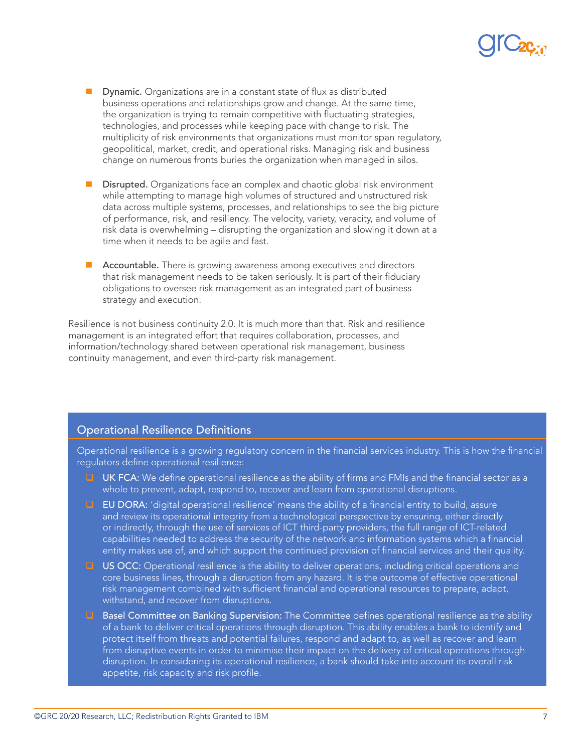- **Dynamic.** Organizations are in a constant state of flux as distributed business operations and relationships grow and change. At the same time, the organization is trying to remain competitive with fluctuating strategies, technologies, and processes while keeping pace with change to risk. The multiplicity of risk environments that organizations must monitor span regulatory, geopolitical, market, credit, and operational risks. Managing risk and business change on numerous fronts buries the organization when managed in silos.

- **Disrupted.** Organizations face an complex and chaotic global risk environment while attempting to manage high volumes of structured and unstructured risk data across multiple systems, processes, and relationships to see the big picture of performance, risk, and resiliency. The velocity, variety, veracity, and volume of risk data is overwhelming – disrupting the organization and slowing it down at a time when it needs to be agile and fast.

- **Accountable.** There is growing awareness among executives and directors that risk management needs to be taken seriously. It is part of their fiduciary obligations to oversee risk management as an integrated part of business strategy and execution.

Resilience is not business continuity 2.0. It is much more than that. Risk and resilience management is an integrated effort that requires collaboration, processes, and information/technology shared between operational risk management, business continuity management, and even third-party risk management.

## Operational Resilience Definitions

Operational resilience is a growing regulatory concern in the financial services industry. This is how the financial regulators define operational resilience:

- **UK FCA:** We define operational resilience as the ability of firms and FMIs and the financial sector as a whole to prevent, adapt, respond to, recover and learn from operational disruptions.
- **EU DORA:** 'digital operational resilience' means the ability of a financial entity to build, assure and review its operational integrity from a technological perspective by ensuring, either directly or indirectly, through the use of services of ICT third-party providers, the full range of ICT-related capabilities needed to address the security of the network and information systems which a financial entity makes use of, and which support the continued provision of financial services and their quality.
- **US OCC:** Operational resilience is the ability to deliver operations, including critical operations and core business lines, through a disruption from any hazard. It is the outcome of effective operational risk management combined with sufficient financial and operational resources to prepare, adapt, withstand, and recover from disruptions.
- **Basel Committee on Banking Supervision:** The Committee defines operational resilience as the ability of a bank to deliver critical operations through disruption. This ability enables a bank to identify and protect itself from threats and potential failures, respond and adapt to, as well as recover and learn from disruptive events in order to minimise their impact on the delivery of critical operations through disruption. In considering its operational resilience, a bank should take into account its overall risk appetite, risk capacity and risk profile.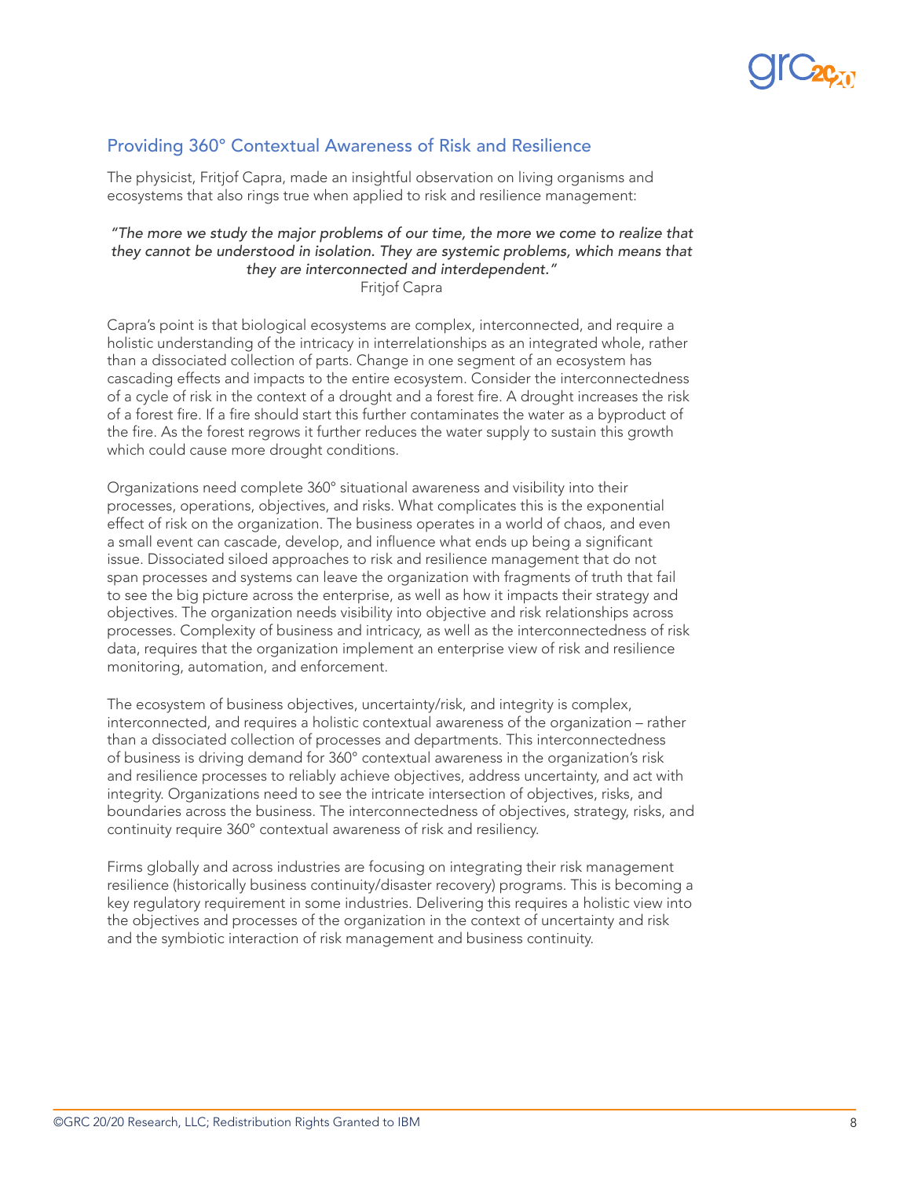## Providing 360° Contextual Awareness of Risk and Resilience

The physicist, Fritjof Capra, made an insightful observation on living organisms and ecosystems that also rings true when applied to risk and resilience management:

> *"The more we study the major problems of our time, the more we come to realize that they cannot be understood in isolation. They are systemic problems, which means that they are interconnected and interdependent."*
>
> Fritjof Capra

Capra's point is that biological ecosystems are complex, interconnected, and require a holistic understanding of the intricacy in interrelationships as an integrated whole, rather than a dissociated collection of parts. Change in one segment of an ecosystem has cascading effects and impacts to the entire ecosystem. Consider the interconnectedness of a cycle of risk in the context of a drought and a forest fire. A drought increases the risk of a forest fire. If a fire should start this further contaminates the water as a byproduct of the fire. As the forest regrows it further reduces the water supply to sustain this growth which could cause more drought conditions.

Organizations need complete 360° situational awareness and visibility into their processes, operations, objectives, and risks. What complicates this is the exponential effect of risk on the organization. The business operates in a world of chaos, and even a small event can cascade, develop, and influence what ends up being a significant issue. Dissociated siloed approaches to risk and resilience management that do not span processes and systems can leave the organization with fragments of truth that fail to see the big picture across the enterprise, as well as how it impacts their strategy and objectives. The organization needs visibility into objective and risk relationships across processes. Complexity of business and intricacy, as well as the interconnectedness of risk data, requires that the organization implement an enterprise view of risk and resilience monitoring, automation, and enforcement.

The ecosystem of business objectives, uncertainty/risk, and integrity is complex, interconnected, and requires a holistic contextual awareness of the organization – rather than a dissociated collection of processes and departments. This interconnectedness of business is driving demand for 360° contextual awareness in the organization's risk and resilience processes to reliably achieve objectives, address uncertainty, and act with integrity. Organizations need to see the intricate intersection of objectives, risks, and boundaries across the business. The interconnectedness of objectives, strategy, risks, and continuity require 360° contextual awareness of risk and resiliency.

Firms globally and across industries are focusing on integrating their risk management resilience (historically business continuity/disaster recovery) programs. This is becoming a key regulatory requirement in some industries. Delivering this requires a holistic view into the objectives and processes of the organization in the context of uncertainty and risk and the symbiotic interaction of risk management and business continuity.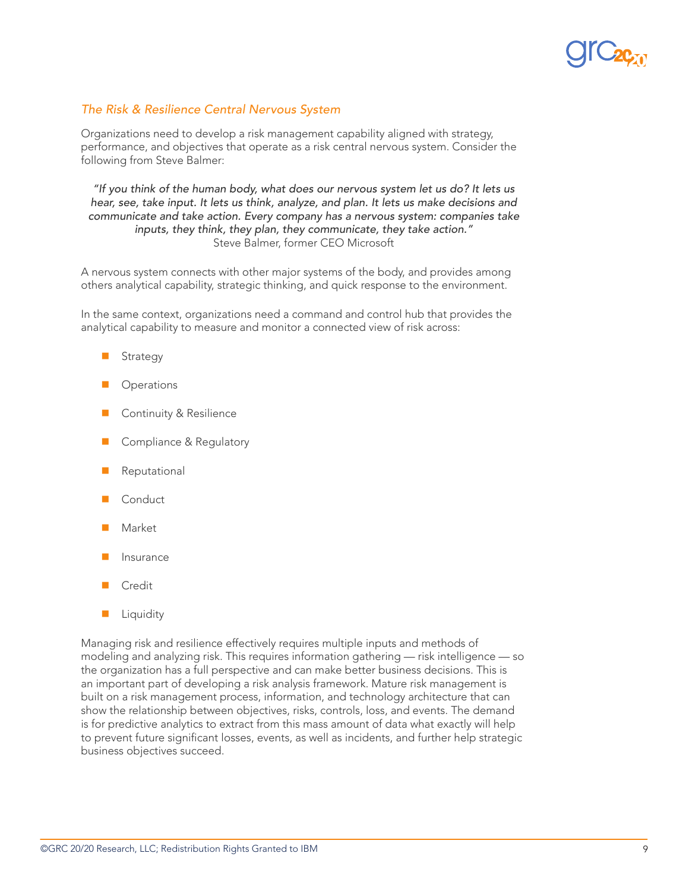### *The Risk & Resilience Central Nervous System*

Organizations need to develop a risk management capability aligned with strategy, performance, and objectives that operate as a risk central nervous system. Consider the following from Steve Balmer:

> *"If you think of the human body, what does our nervous system let us do? It lets us hear, see, take input. It lets us think, analyze, and plan. It lets us make decisions and communicate and take action. Every company has a nervous system: companies take inputs, they think, they plan, they communicate, they take action."*
> Steve Balmer, former CEO Microsoft

A nervous system connects with other major systems of the body, and provides among others analytical capability, strategic thinking, and quick response to the environment.

In the same context, organizations need a command and control hub that provides the analytical capability to measure and monitor a connected view of risk across:

- Strategy
- Operations
- Continuity & Resilience
- Compliance & Regulatory
- Reputational
- Conduct
- Market
- Insurance
- Credit
- Liquidity

Managing risk and resilience effectively requires multiple inputs and methods of modeling and analyzing risk. This requires information gathering — risk intelligence — so the organization has a full perspective and can make better business decisions. This is an important part of developing a risk analysis framework. Mature risk management is built on a risk management process, information, and technology architecture that can show the relationship between objectives, risks, controls, loss, and events. The demand is for predictive analytics to extract from this mass amount of data what exactly will help to prevent future significant losses, events, as well as incidents, and further help strategic business objectives succeed.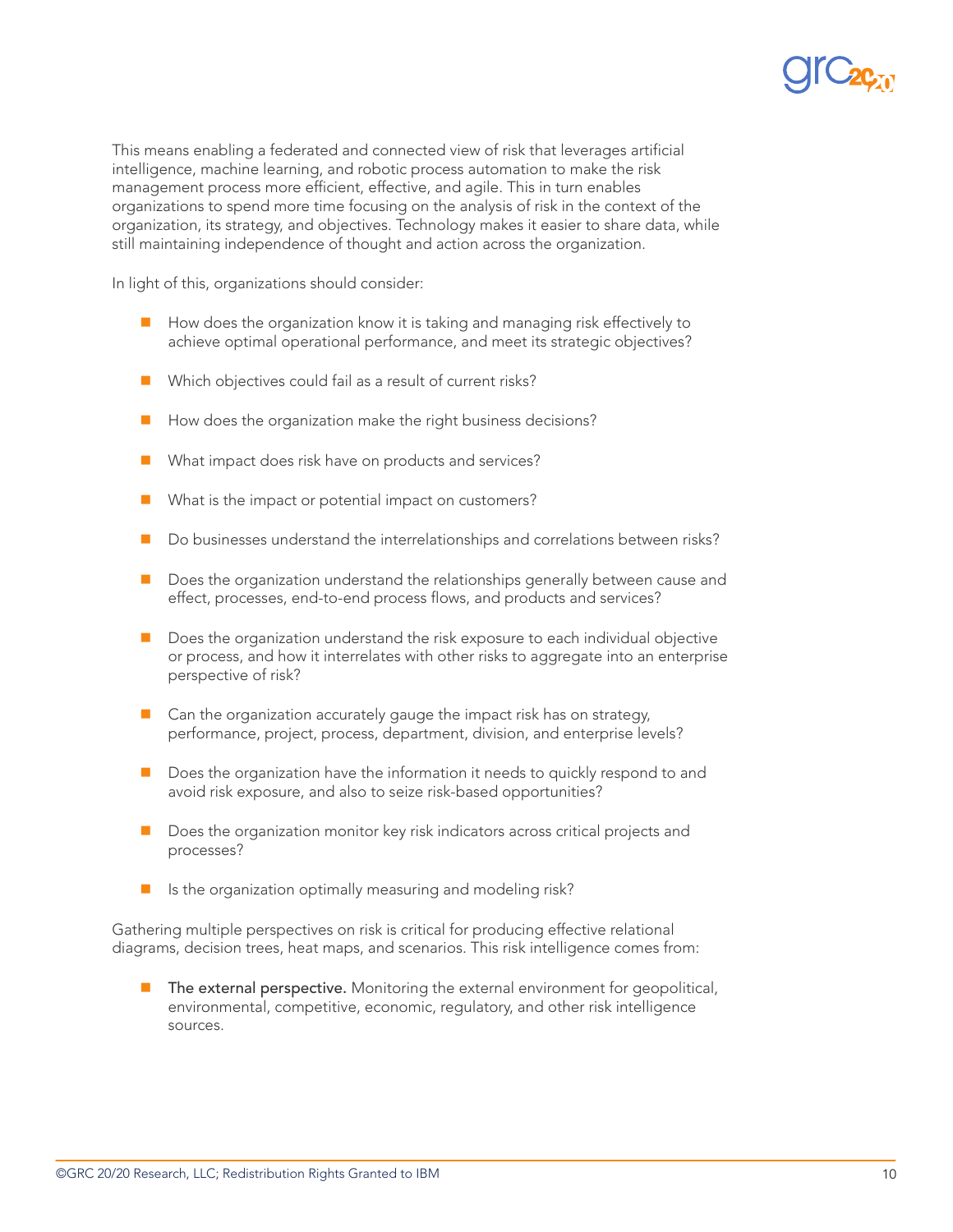This means enabling a federated and connected view of risk that leverages artificial intelligence, machine learning, and robotic process automation to make the risk management process more efficient, effective, and agile. This in turn enables organizations to spend more time focusing on the analysis of risk in the context of the organization, its strategy, and objectives. Technology makes it easier to share data, while still maintaining independence of thought and action across the organization.

In light of this, organizations should consider:

- How does the organization know it is taking and managing risk effectively to achieve optimal operational performance, and meet its strategic objectives?
- Which objectives could fail as a result of current risks?
- How does the organization make the right business decisions?
- What impact does risk have on products and services?
- What is the impact or potential impact on customers?
- Do businesses understand the interrelationships and correlations between risks?
- Does the organization understand the relationships generally between cause and effect, processes, end-to-end process flows, and products and services?
- Does the organization understand the risk exposure to each individual objective or process, and how it interrelates with other risks to aggregate into an enterprise perspective of risk?
- Can the organization accurately gauge the impact risk has on strategy, performance, project, process, department, division, and enterprise levels?
- Does the organization have the information it needs to quickly respond to and avoid risk exposure, and also to seize risk-based opportunities?
- Does the organization monitor key risk indicators across critical projects and processes?
- Is the organization optimally measuring and modeling risk?

Gathering multiple perspectives on risk is critical for producing effective relational diagrams, decision trees, heat maps, and scenarios. This risk intelligence comes from:

- **The external perspective.** Monitoring the external environment for geopolitical, environmental, competitive, economic, regulatory, and other risk intelligence sources.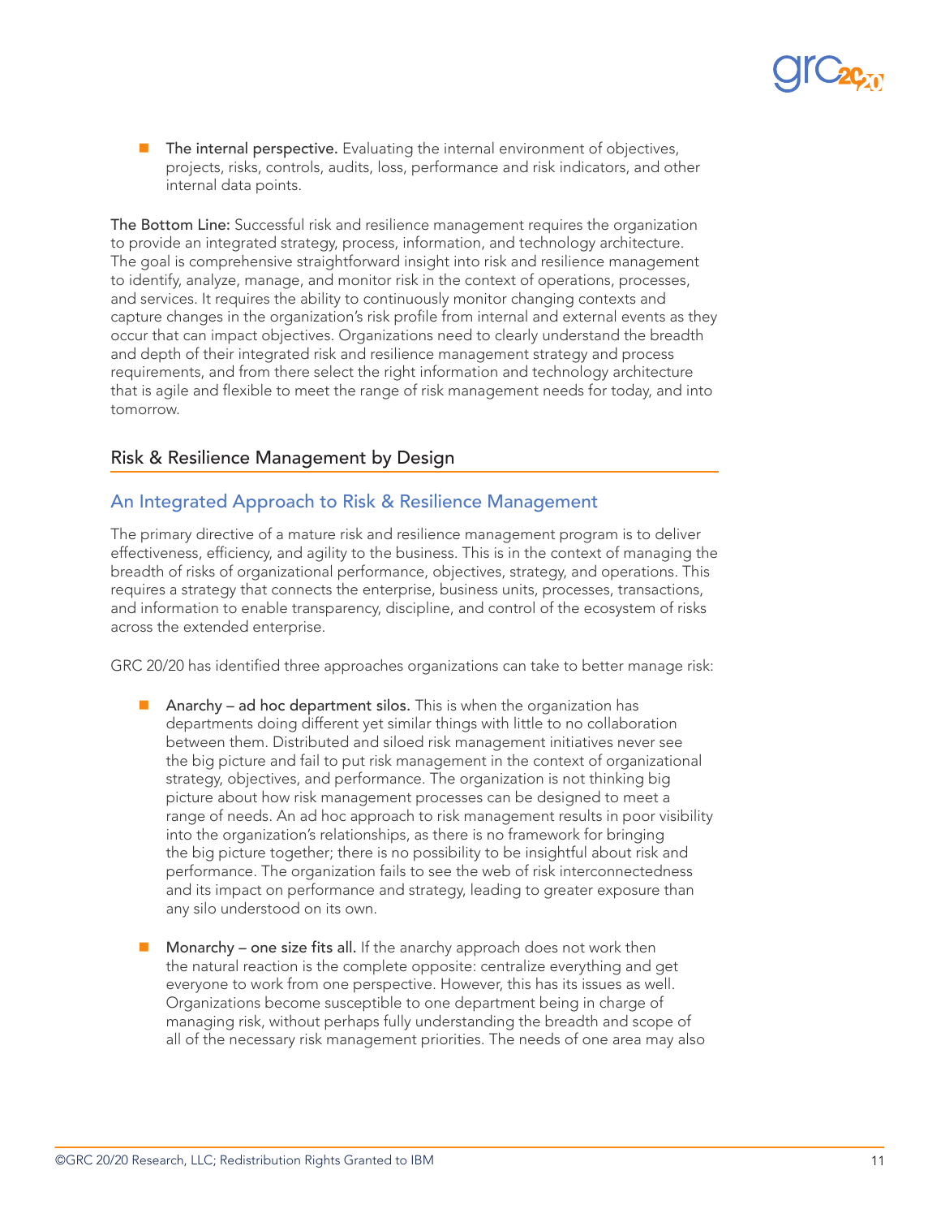- **The internal perspective.** Evaluating the internal environment of objectives, projects, risks, controls, audits, loss, performance and risk indicators, and other internal data points.

**The Bottom Line:** Successful risk and resilience management requires the organization to provide an integrated strategy, process, information, and technology architecture. The goal is comprehensive straightforward insight into risk and resilience management to identify, analyze, manage, and monitor risk in the context of operations, processes, and services. It requires the ability to continuously monitor changing contexts and capture changes in the organization's risk profile from internal and external events as they occur that can impact objectives. Organizations need to clearly understand the breadth and depth of their integrated risk and resilience management strategy and process requirements, and from there select the right information and technology architecture that is agile and flexible to meet the range of risk management needs for today, and into tomorrow.

## Risk & Resilience Management by Design

### An Integrated Approach to Risk & Resilience Management

The primary directive of a mature risk and resilience management program is to deliver effectiveness, efficiency, and agility to the business. This is in the context of managing the breadth of risks of organizational performance, objectives, strategy, and operations. This requires a strategy that connects the enterprise, business units, processes, transactions, and information to enable transparency, discipline, and control of the ecosystem of risks across the extended enterprise.

GRC 20/20 has identified three approaches organizations can take to better manage risk:

- **Anarchy – ad hoc department silos.** This is when the organization has departments doing different yet similar things with little to no collaboration between them. Distributed and siloed risk management initiatives never see the big picture and fail to put risk management in the context of organizational strategy, objectives, and performance. The organization is not thinking big picture about how risk management processes can be designed to meet a range of needs. An ad hoc approach to risk management results in poor visibility into the organization's relationships, as there is no framework for bringing the big picture together; there is no possibility to be insightful about risk and performance. The organization fails to see the web of risk interconnectedness and its impact on performance and strategy, leading to greater exposure than any silo understood on its own.

- **Monarchy – one size fits all.** If the anarchy approach does not work then the natural reaction is the complete opposite: centralize everything and get everyone to work from one perspective. However, this has its issues as well. Organizations become susceptible to one department being in charge of managing risk, without perhaps fully understanding the breadth and scope of all of the necessary risk management priorities. The needs of one area may also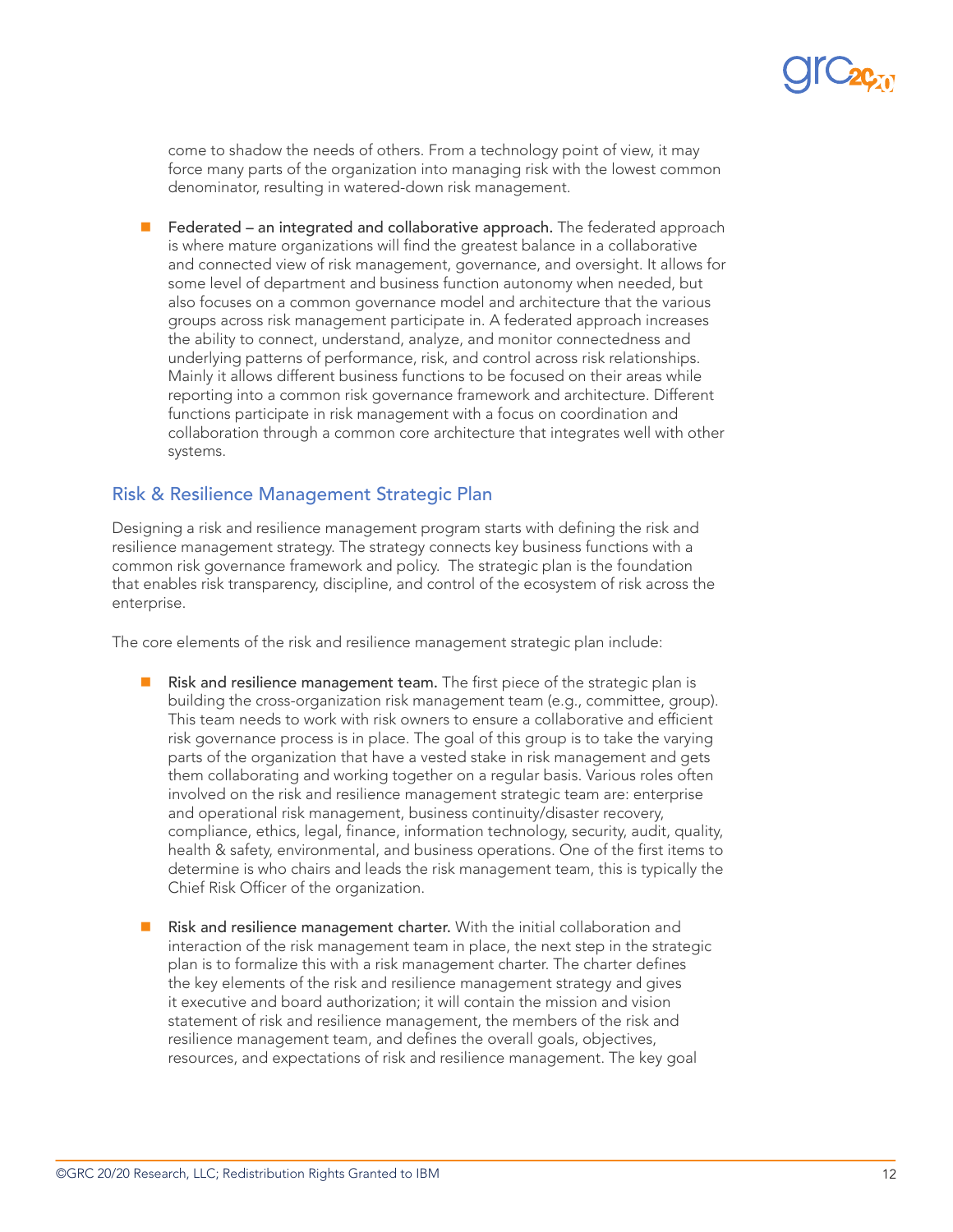come to shadow the needs of others. From a technology point of view, it may force many parts of the organization into managing risk with the lowest common denominator, resulting in watered-down risk management.

- **Federated – an integrated and collaborative approach.** The federated approach is where mature organizations will find the greatest balance in a collaborative and connected view of risk management, governance, and oversight. It allows for some level of department and business function autonomy when needed, but also focuses on a common governance model and architecture that the various groups across risk management participate in. A federated approach increases the ability to connect, understand, analyze, and monitor connectedness and underlying patterns of performance, risk, and control across risk relationships. Mainly it allows different business functions to be focused on their areas while reporting into a common risk governance framework and architecture. Different functions participate in risk management with a focus on coordination and collaboration through a common core architecture that integrates well with other systems.

## Risk & Resilience Management Strategic Plan

Designing a risk and resilience management program starts with defining the risk and resilience management strategy. The strategy connects key business functions with a common risk governance framework and policy. The strategic plan is the foundation that enables risk transparency, discipline, and control of the ecosystem of risk across the enterprise.

The core elements of the risk and resilience management strategic plan include:

- **Risk and resilience management team.** The first piece of the strategic plan is building the cross-organization risk management team (e.g., committee, group). This team needs to work with risk owners to ensure a collaborative and efficient risk governance process is in place. The goal of this group is to take the varying parts of the organization that have a vested stake in risk management and gets them collaborating and working together on a regular basis. Various roles often involved on the risk and resilience management strategic team are: enterprise and operational risk management, business continuity/disaster recovery, compliance, ethics, legal, finance, information technology, security, audit, quality, health & safety, environmental, and business operations. One of the first items to determine is who chairs and leads the risk management team, this is typically the Chief Risk Officer of the organization.

- **Risk and resilience management charter.** With the initial collaboration and interaction of the risk management team in place, the next step in the strategic plan is to formalize this with a risk management charter. The charter defines the key elements of the risk and resilience management strategy and gives it executive and board authorization; it will contain the mission and vision statement of risk and resilience management, the members of the risk and resilience management team, and defines the overall goals, objectives, resources, and expectations of risk and resilience management. The key goal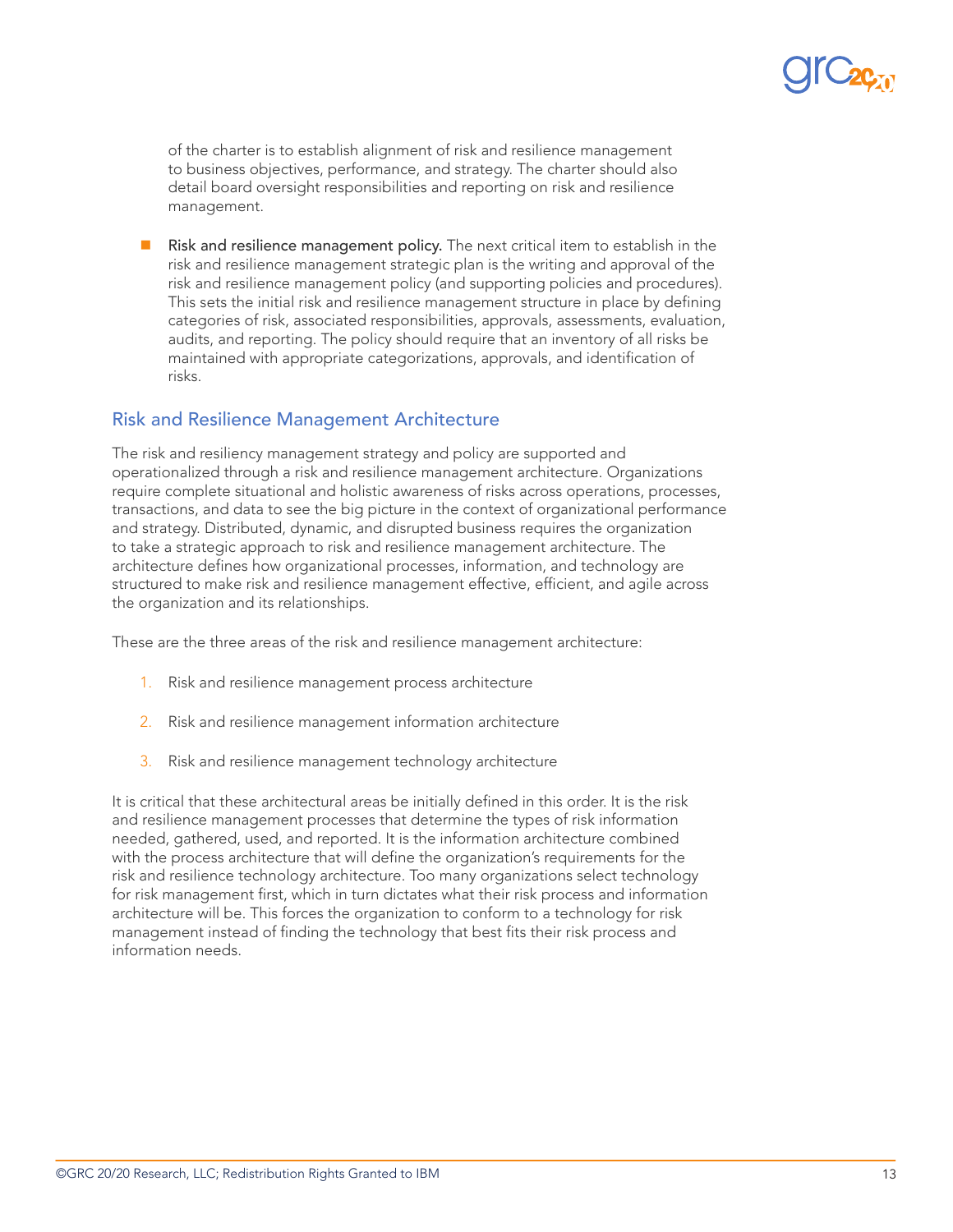of the charter is to establish alignment of risk and resilience management to business objectives, performance, and strategy. The charter should also detail board oversight responsibilities and reporting on risk and resilience management.

- **Risk and resilience management policy.** The next critical item to establish in the risk and resilience management strategic plan is the writing and approval of the risk and resilience management policy (and supporting policies and procedures). This sets the initial risk and resilience management structure in place by defining categories of risk, associated responsibilities, approvals, assessments, evaluation, audits, and reporting. The policy should require that an inventory of all risks be maintained with appropriate categorizations, approvals, and identification of risks.

## Risk and Resilience Management Architecture

The risk and resiliency management strategy and policy are supported and operationalized through a risk and resilience management architecture. Organizations require complete situational and holistic awareness of risks across operations, processes, transactions, and data to see the big picture in the context of organizational performance and strategy. Distributed, dynamic, and disrupted business requires the organization to take a strategic approach to risk and resilience management architecture. The architecture defines how organizational processes, information, and technology are structured to make risk and resilience management effective, efficient, and agile across the organization and its relationships.

These are the three areas of the risk and resilience management architecture:

1. Risk and resilience management process architecture
2. Risk and resilience management information architecture
3. Risk and resilience management technology architecture

It is critical that these architectural areas be initially defined in this order. It is the risk and resilience management processes that determine the types of risk information needed, gathered, used, and reported. It is the information architecture combined with the process architecture that will define the organization's requirements for the risk and resilience technology architecture. Too many organizations select technology for risk management first, which in turn dictates what their risk process and information architecture will be. This forces the organization to conform to a technology for risk management instead of finding the technology that best fits their risk process and information needs.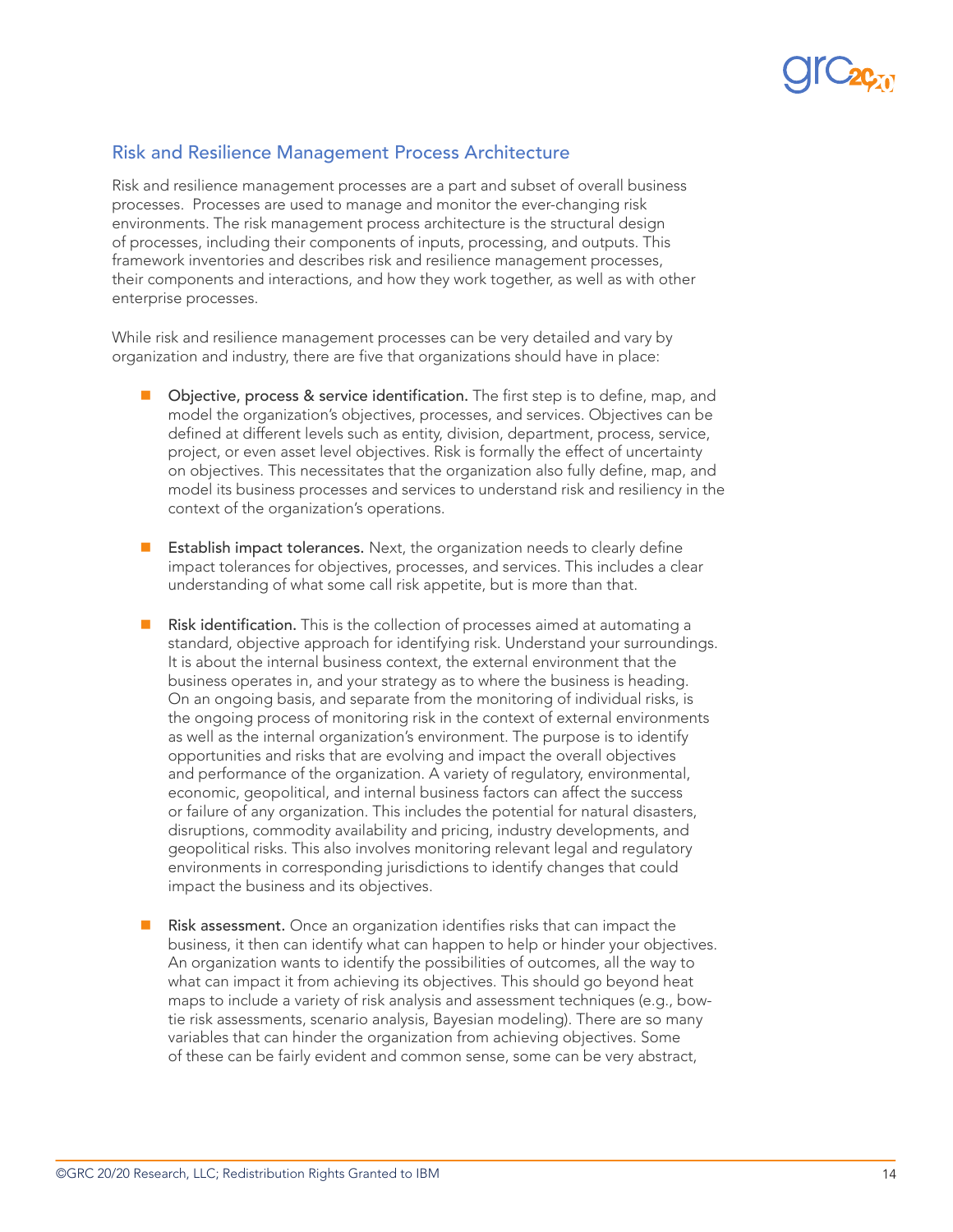## Risk and Resilience Management Process Architecture

Risk and resilience management processes are a part and subset of overall business processes. Processes are used to manage and monitor the ever-changing risk environments. The risk management process architecture is the structural design of processes, including their components of inputs, processing, and outputs. This framework inventories and describes risk and resilience management processes, their components and interactions, and how they work together, as well as with other enterprise processes.

While risk and resilience management processes can be very detailed and vary by organization and industry, there are five that organizations should have in place:

- **Objective, process & service identification.** The first step is to define, map, and model the organization's objectives, processes, and services. Objectives can be defined at different levels such as entity, division, department, process, service, project, or even asset level objectives. Risk is formally the effect of uncertainty on objectives. This necessitates that the organization also fully define, map, and model its business processes and services to understand risk and resiliency in the context of the organization's operations.

- **Establish impact tolerances.** Next, the organization needs to clearly define impact tolerances for objectives, processes, and services. This includes a clear understanding of what some call risk appetite, but is more than that.

- **Risk identification.** This is the collection of processes aimed at automating a standard, objective approach for identifying risk. Understand your surroundings. It is about the internal business context, the external environment that the business operates in, and your strategy as to where the business is heading. On an ongoing basis, and separate from the monitoring of individual risks, is the ongoing process of monitoring risk in the context of external environments as well as the internal organization's environment. The purpose is to identify opportunities and risks that are evolving and impact the overall objectives and performance of the organization. A variety of regulatory, environmental, economic, geopolitical, and internal business factors can affect the success or failure of any organization. This includes the potential for natural disasters, disruptions, commodity availability and pricing, industry developments, and geopolitical risks. This also involves monitoring relevant legal and regulatory environments in corresponding jurisdictions to identify changes that could impact the business and its objectives.

- **Risk assessment.** Once an organization identifies risks that can impact the business, it then can identify what can happen to help or hinder your objectives. An organization wants to identify the possibilities of outcomes, all the way to what can impact it from achieving its objectives. This should go beyond heat maps to include a variety of risk analysis and assessment techniques (e.g., bow-tie risk assessments, scenario analysis, Bayesian modeling). There are so many variables that can hinder the organization from achieving objectives. Some of these can be fairly evident and common sense, some can be very abstract,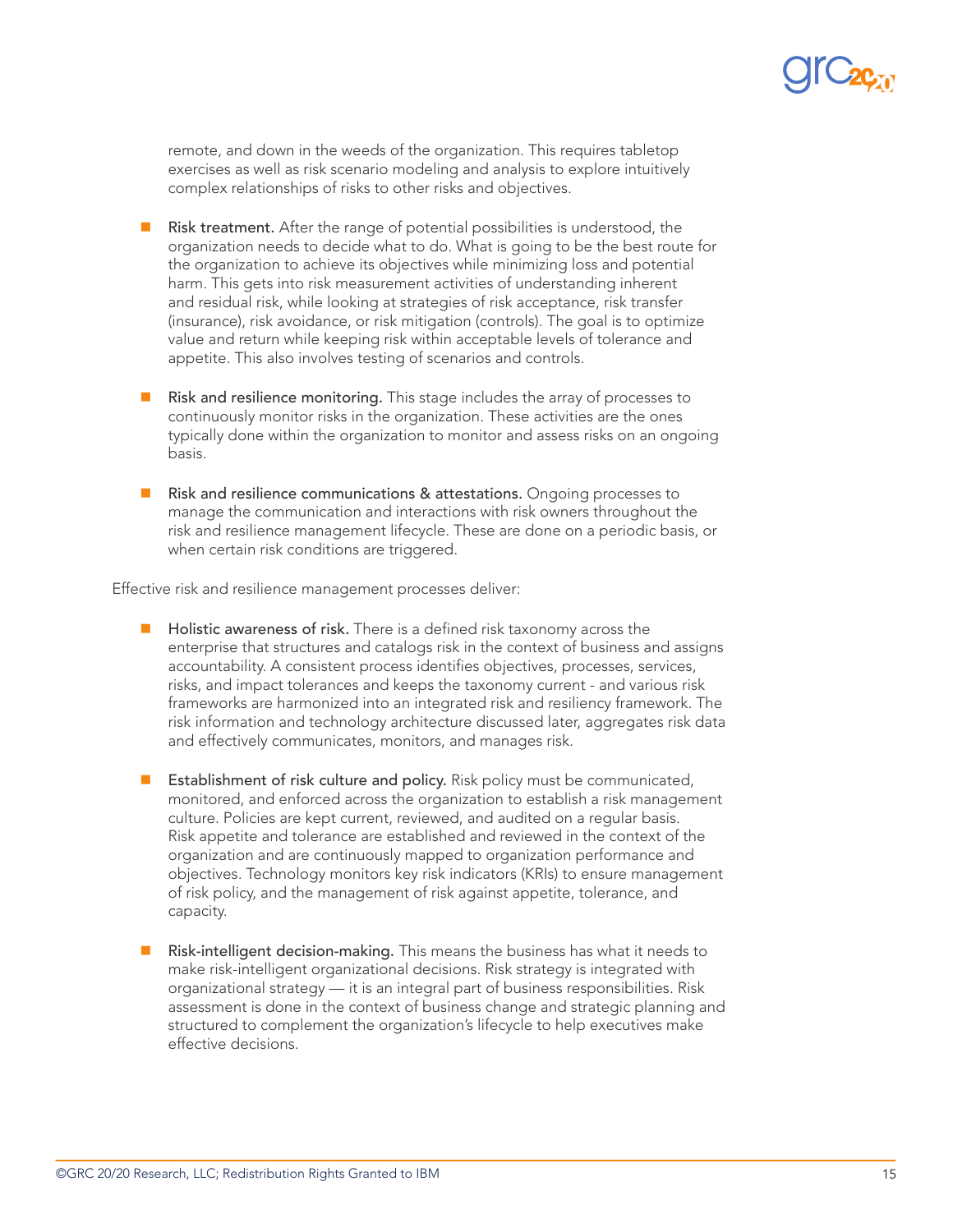remote, and down in the weeds of the organization. This requires tabletop exercises as well as risk scenario modeling and analysis to explore intuitively complex relationships of risks to other risks and objectives.

- **Risk treatment.** After the range of potential possibilities is understood, the organization needs to decide what to do. What is going to be the best route for the organization to achieve its objectives while minimizing loss and potential harm. This gets into risk measurement activities of understanding inherent and residual risk, while looking at strategies of risk acceptance, risk transfer (insurance), risk avoidance, or risk mitigation (controls). The goal is to optimize value and return while keeping risk within acceptable levels of tolerance and appetite. This also involves testing of scenarios and controls.

- **Risk and resilience monitoring.** This stage includes the array of processes to continuously monitor risks in the organization. These activities are the ones typically done within the organization to monitor and assess risks on an ongoing basis.

- **Risk and resilience communications & attestations.** Ongoing processes to manage the communication and interactions with risk owners throughout the risk and resilience management lifecycle. These are done on a periodic basis, or when certain risk conditions are triggered.

Effective risk and resilience management processes deliver:

- **Holistic awareness of risk.** There is a defined risk taxonomy across the enterprise that structures and catalogs risk in the context of business and assigns accountability. A consistent process identifies objectives, processes, services, risks, and impact tolerances and keeps the taxonomy current - and various risk frameworks are harmonized into an integrated risk and resiliency framework. The risk information and technology architecture discussed later, aggregates risk data and effectively communicates, monitors, and manages risk.

- **Establishment of risk culture and policy.** Risk policy must be communicated, monitored, and enforced across the organization to establish a risk management culture. Policies are kept current, reviewed, and audited on a regular basis. Risk appetite and tolerance are established and reviewed in the context of the organization and are continuously mapped to organization performance and objectives. Technology monitors key risk indicators (KRIs) to ensure management of risk policy, and the management of risk against appetite, tolerance, and capacity.

- **Risk-intelligent decision-making.** This means the business has what it needs to make risk-intelligent organizational decisions. Risk strategy is integrated with organizational strategy — it is an integral part of business responsibilities. Risk assessment is done in the context of business change and strategic planning and structured to complement the organization's lifecycle to help executives make effective decisions.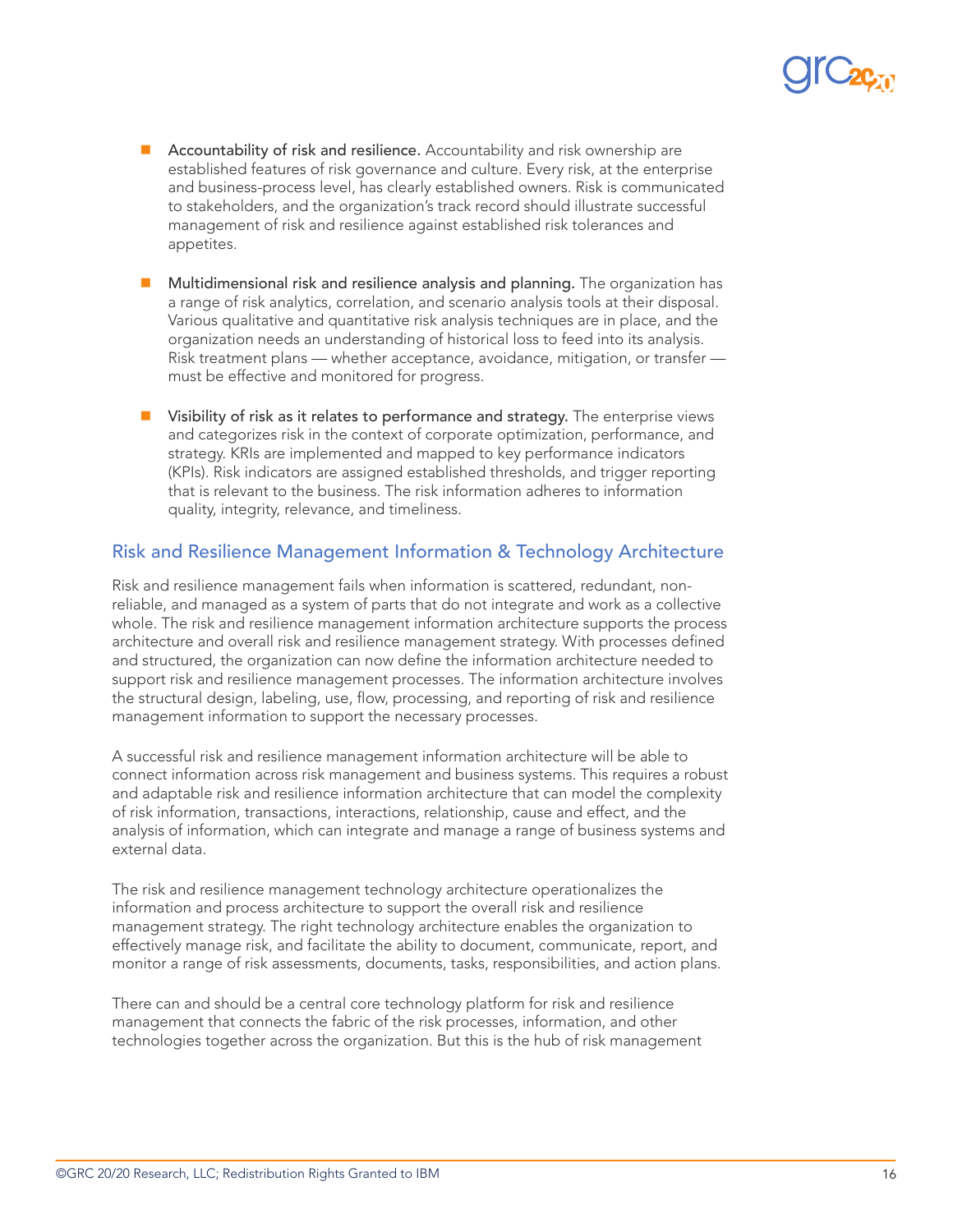- **Accountability of risk and resilience.** Accountability and risk ownership are established features of risk governance and culture. Every risk, at the enterprise and business-process level, has clearly established owners. Risk is communicated to stakeholders, and the organization's track record should illustrate successful management of risk and resilience against established risk tolerances and appetites.

- **Multidimensional risk and resilience analysis and planning.** The organization has a range of risk analytics, correlation, and scenario analysis tools at their disposal. Various qualitative and quantitative risk analysis techniques are in place, and the organization needs an understanding of historical loss to feed into its analysis. Risk treatment plans — whether acceptance, avoidance, mitigation, or transfer — must be effective and monitored for progress.

- **Visibility of risk as it relates to performance and strategy.** The enterprise views and categorizes risk in the context of corporate optimization, performance, and strategy. KRIs are implemented and mapped to key performance indicators (KPIs). Risk indicators are assigned established thresholds, and trigger reporting that is relevant to the business. The risk information adheres to information quality, integrity, relevance, and timeliness.

## Risk and Resilience Management Information & Technology Architecture

Risk and resilience management fails when information is scattered, redundant, non-reliable, and managed as a system of parts that do not integrate and work as a collective whole. The risk and resilience management information architecture supports the process architecture and overall risk and resilience management strategy. With processes defined and structured, the organization can now define the information architecture needed to support risk and resilience management processes. The information architecture involves the structural design, labeling, use, flow, processing, and reporting of risk and resilience management information to support the necessary processes.

A successful risk and resilience management information architecture will be able to connect information across risk management and business systems. This requires a robust and adaptable risk and resilience information architecture that can model the complexity of risk information, transactions, interactions, relationship, cause and effect, and the analysis of information, which can integrate and manage a range of business systems and external data.

The risk and resilience management technology architecture operationalizes the information and process architecture to support the overall risk and resilience management strategy. The right technology architecture enables the organization to effectively manage risk, and facilitate the ability to document, communicate, report, and monitor a range of risk assessments, documents, tasks, responsibilities, and action plans.

There can and should be a central core technology platform for risk and resilience management that connects the fabric of the risk processes, information, and other technologies together across the organization. But this is the hub of risk management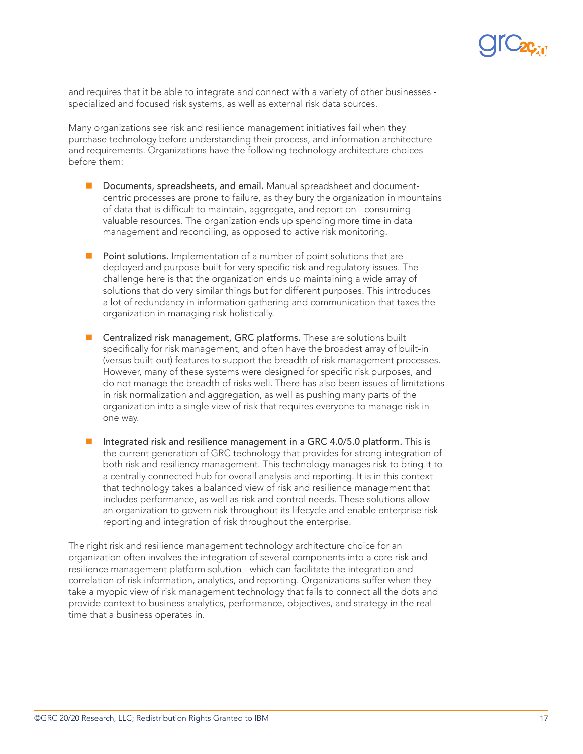and requires that it be able to integrate and connect with a variety of other businesses - specialized and focused risk systems, as well as external risk data sources.

Many organizations see risk and resilience management initiatives fail when they purchase technology before understanding their process, and information architecture and requirements. Organizations have the following technology architecture choices before them:

- **Documents, spreadsheets, and email.** Manual spreadsheet and document-centric processes are prone to failure, as they bury the organization in mountains of data that is difficult to maintain, aggregate, and report on - consuming valuable resources. The organization ends up spending more time in data management and reconciling, as opposed to active risk monitoring.

- **Point solutions.** Implementation of a number of point solutions that are deployed and purpose-built for very specific risk and regulatory issues. The challenge here is that the organization ends up maintaining a wide array of solutions that do very similar things but for different purposes. This introduces a lot of redundancy in information gathering and communication that taxes the organization in managing risk holistically.

- **Centralized risk management, GRC platforms.** These are solutions built specifically for risk management, and often have the broadest array of built-in (versus built-out) features to support the breadth of risk management processes. However, many of these systems were designed for specific risk purposes, and do not manage the breadth of risks well. There has also been issues of limitations in risk normalization and aggregation, as well as pushing many parts of the organization into a single view of risk that requires everyone to manage risk in one way.

- **Integrated risk and resilience management in a GRC 4.0/5.0 platform.** This is the current generation of GRC technology that provides for strong integration of both risk and resiliency management. This technology manages risk to bring it to a centrally connected hub for overall analysis and reporting. It is in this context that technology takes a balanced view of risk and resilience management that includes performance, as well as risk and control needs. These solutions allow an organization to govern risk throughout its lifecycle and enable enterprise risk reporting and integration of risk throughout the enterprise.

The right risk and resilience management technology architecture choice for an organization often involves the integration of several components into a core risk and resilience management platform solution - which can facilitate the integration and correlation of risk information, analytics, and reporting. Organizations suffer when they take a myopic view of risk management technology that fails to connect all the dots and provide context to business analytics, performance, objectives, and strategy in the real-time that a business operates in.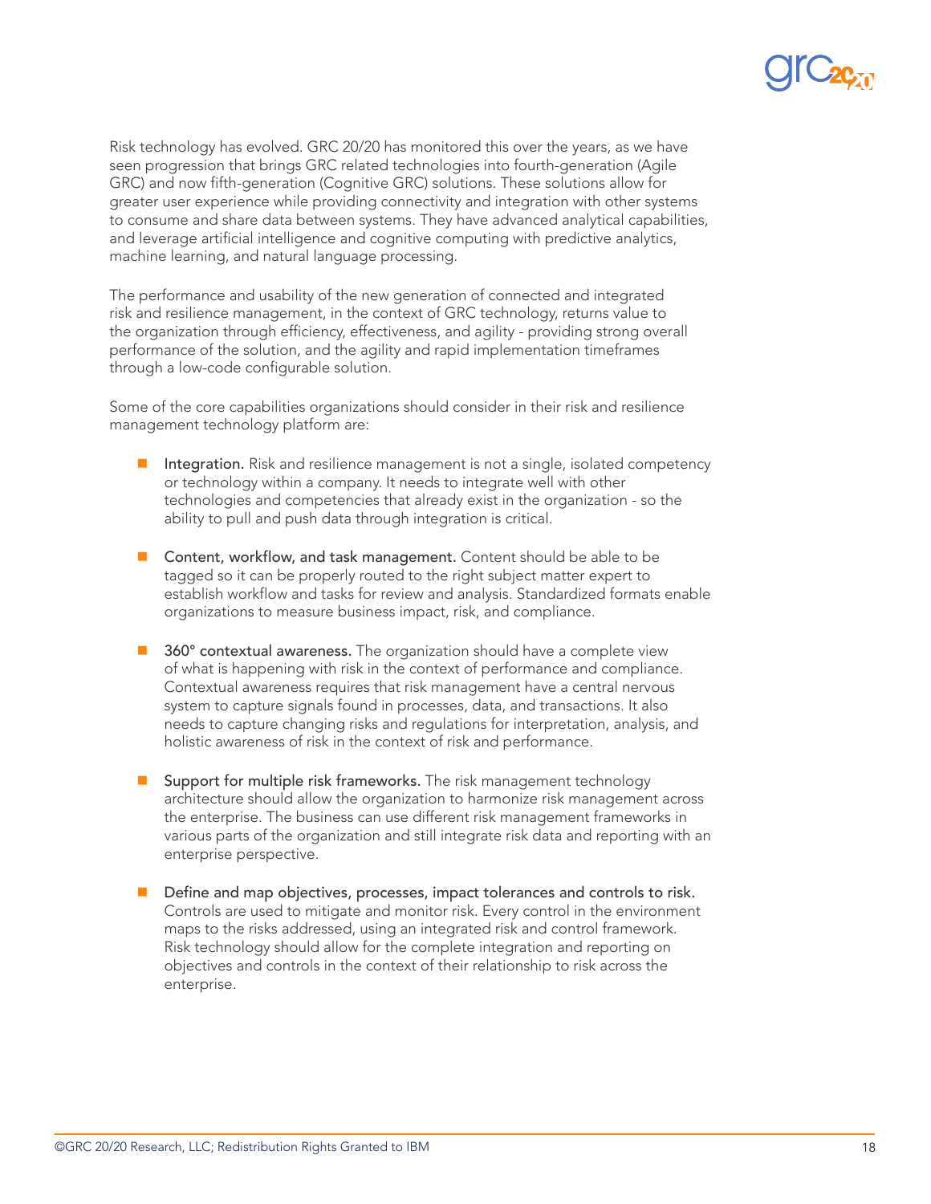Risk technology has evolved. GRC 20/20 has monitored this over the years, as we have seen progression that brings GRC related technologies into fourth-generation (Agile GRC) and now fifth-generation (Cognitive GRC) solutions. These solutions allow for greater user experience while providing connectivity and integration with other systems to consume and share data between systems. They have advanced analytical capabilities, and leverage artificial intelligence and cognitive computing with predictive analytics, machine learning, and natural language processing.

The performance and usability of the new generation of connected and integrated risk and resilience management, in the context of GRC technology, returns value to the organization through efficiency, effectiveness, and agility - providing strong overall performance of the solution, and the agility and rapid implementation timeframes through a low-code configurable solution.

Some of the core capabilities organizations should consider in their risk and resilience management technology platform are:

- **Integration.** Risk and resilience management is not a single, isolated competency or technology within a company. It needs to integrate well with other technologies and competencies that already exist in the organization - so the ability to pull and push data through integration is critical.
- **Content, workflow, and task management.** Content should be able to be tagged so it can be properly routed to the right subject matter expert to establish workflow and tasks for review and analysis. Standardized formats enable organizations to measure business impact, risk, and compliance.
- **360° contextual awareness.** The organization should have a complete view of what is happening with risk in the context of performance and compliance. Contextual awareness requires that risk management have a central nervous system to capture signals found in processes, data, and transactions. It also needs to capture changing risks and regulations for interpretation, analysis, and holistic awareness of risk in the context of risk and performance.
- **Support for multiple risk frameworks.** The risk management technology architecture should allow the organization to harmonize risk management across the enterprise. The business can use different risk management frameworks in various parts of the organization and still integrate risk data and reporting with an enterprise perspective.
- **Define and map objectives, processes, impact tolerances and controls to risk.** Controls are used to mitigate and monitor risk. Every control in the environment maps to the risks addressed, using an integrated risk and control framework. Risk technology should allow for the complete integration and reporting on objectives and controls in the context of their relationship to risk across the enterprise.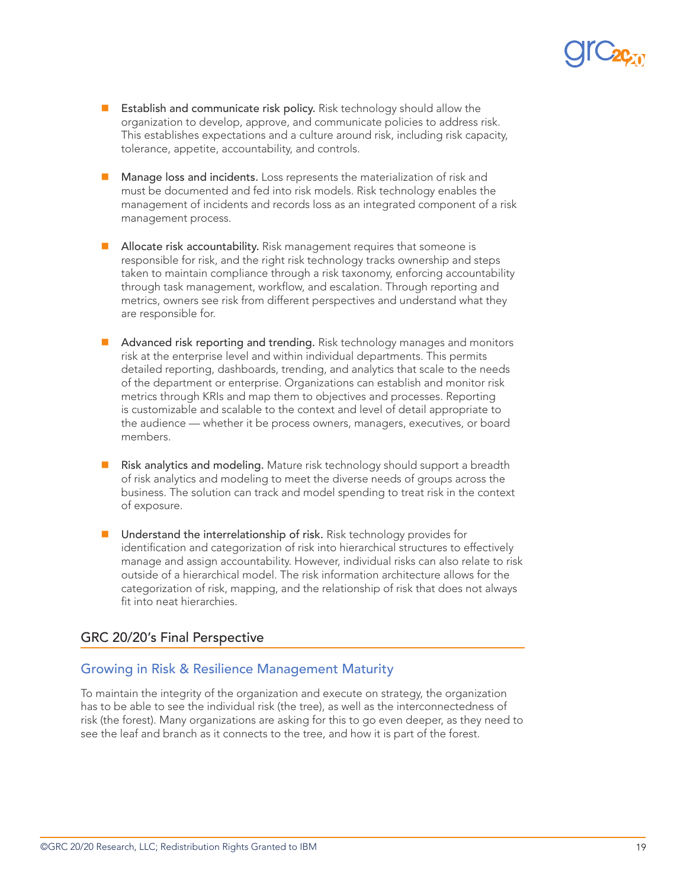- **Establish and communicate risk policy.** Risk technology should allow the organization to develop, approve, and communicate policies to address risk. This establishes expectations and a culture around risk, including risk capacity, tolerance, appetite, accountability, and controls.

- **Manage loss and incidents.** Loss represents the materialization of risk and must be documented and fed into risk models. Risk technology enables the management of incidents and records loss as an integrated component of a risk management process.

- **Allocate risk accountability.** Risk management requires that someone is responsible for risk, and the right risk technology tracks ownership and steps taken to maintain compliance through a risk taxonomy, enforcing accountability through task management, workflow, and escalation. Through reporting and metrics, owners see risk from different perspectives and understand what they are responsible for.

- **Advanced risk reporting and trending.** Risk technology manages and monitors risk at the enterprise level and within individual departments. This permits detailed reporting, dashboards, trending, and analytics that scale to the needs of the department or enterprise. Organizations can establish and monitor risk metrics through KRIs and map them to objectives and processes. Reporting is customizable and scalable to the context and level of detail appropriate to the audience — whether it be process owners, managers, executives, or board members.

- **Risk analytics and modeling.** Mature risk technology should support a breadth of risk analytics and modeling to meet the diverse needs of groups across the business. The solution can track and model spending to treat risk in the context of exposure.

- **Understand the interrelationship of risk.** Risk technology provides for identification and categorization of risk into hierarchical structures to effectively manage and assign accountability. However, individual risks can also relate to risk outside of a hierarchical model. The risk information architecture allows for the categorization of risk, mapping, and the relationship of risk that does not always fit into neat hierarchies.

## GRC 20/20's Final Perspective

### Growing in Risk & Resilience Management Maturity

To maintain the integrity of the organization and execute on strategy, the organization has to be able to see the individual risk (the tree), as well as the interconnectedness of risk (the forest). Many organizations are asking for this to go even deeper, as they need to see the leaf and branch as it connects to the tree, and how it is part of the forest.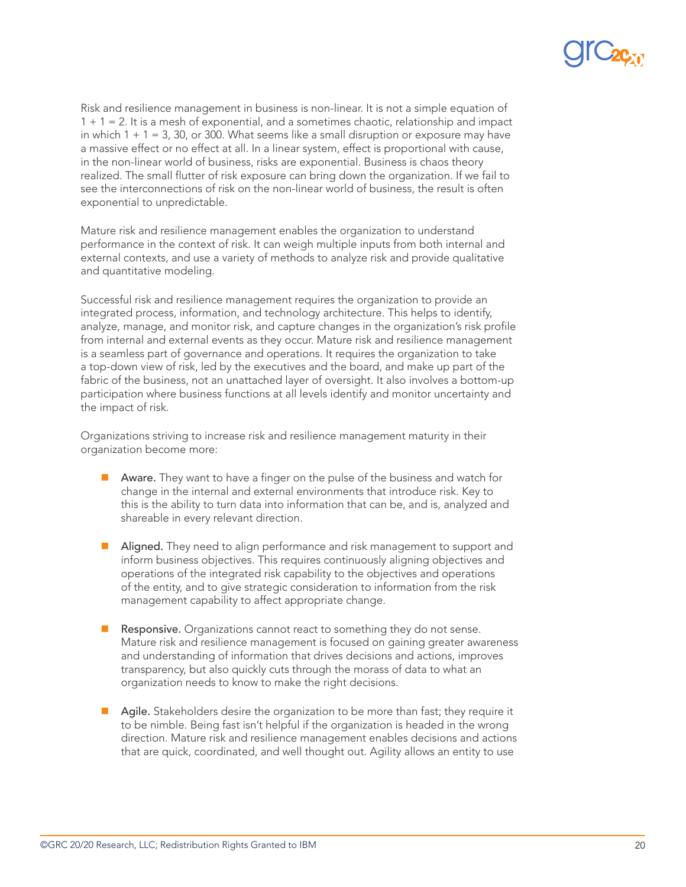Risk and resilience management in business is non-linear. It is not a simple equation of 1 + 1 = 2. It is a mesh of exponential, and a sometimes chaotic, relationship and impact in which 1 + 1 = 3, 30, or 300. What seems like a small disruption or exposure may have a massive effect or no effect at all. In a linear system, effect is proportional with cause, in the non-linear world of business, risks are exponential. Business is chaos theory realized. The small flutter of risk exposure can bring down the organization. If we fail to see the interconnections of risk on the non-linear world of business, the result is often exponential to unpredictable.

Mature risk and resilience management enables the organization to understand performance in the context of risk. It can weigh multiple inputs from both internal and external contexts, and use a variety of methods to analyze risk and provide qualitative and quantitative modeling.

Successful risk and resilience management requires the organization to provide an integrated process, information, and technology architecture. This helps to identify, analyze, manage, and monitor risk, and capture changes in the organization's risk profile from internal and external events as they occur. Mature risk and resilience management is a seamless part of governance and operations. It requires the organization to take a top-down view of risk, led by the executives and the board, and make up part of the fabric of the business, not an unattached layer of oversight. It also involves a bottom-up participation where business functions at all levels identify and monitor uncertainty and the impact of risk.

Organizations striving to increase risk and resilience management maturity in their organization become more:

- **Aware.** They want to have a finger on the pulse of the business and watch for change in the internal and external environments that introduce risk. Key to this is the ability to turn data into information that can be, and is, analyzed and shareable in every relevant direction.

- **Aligned.** They need to align performance and risk management to support and inform business objectives. This requires continuously aligning objectives and operations of the integrated risk capability to the objectives and operations of the entity, and to give strategic consideration to information from the risk management capability to affect appropriate change.

- **Responsive.** Organizations cannot react to something they do not sense. Mature risk and resilience management is focused on gaining greater awareness and understanding of information that drives decisions and actions, improves transparency, but also quickly cuts through the morass of data to what an organization needs to know to make the right decisions.

- **Agile.** Stakeholders desire the organization to be more than fast; they require it to be nimble. Being fast isn't helpful if the organization is headed in the wrong direction. Mature risk and resilience management enables decisions and actions that are quick, coordinated, and well thought out. Agility allows an entity to use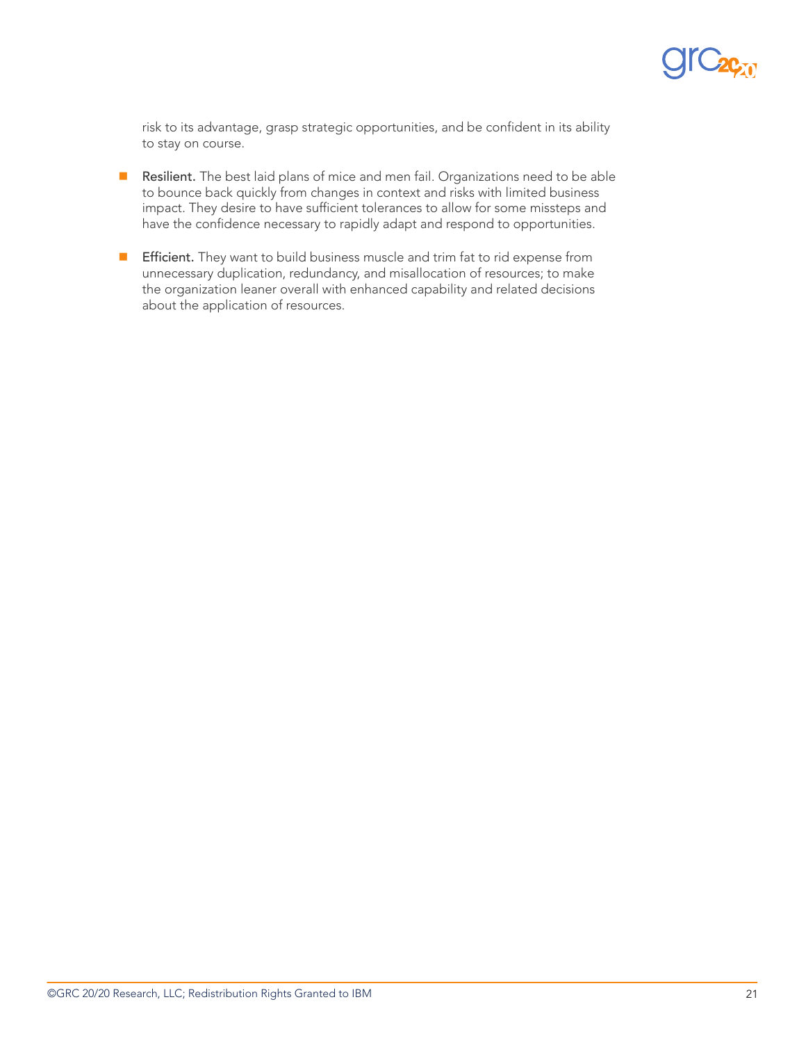risk to its advantage, grasp strategic opportunities, and be confident in its ability to stay on course.

- **Resilient.** The best laid plans of mice and men fail. Organizations need to be able to bounce back quickly from changes in context and risks with limited business impact. They desire to have sufficient tolerances to allow for some missteps and have the confidence necessary to rapidly adapt and respond to opportunities.

- **Efficient.** They want to build business muscle and trim fat to rid expense from unnecessary duplication, redundancy, and misallocation of resources; to make the organization leaner overall with enhanced capability and related decisions about the application of resources.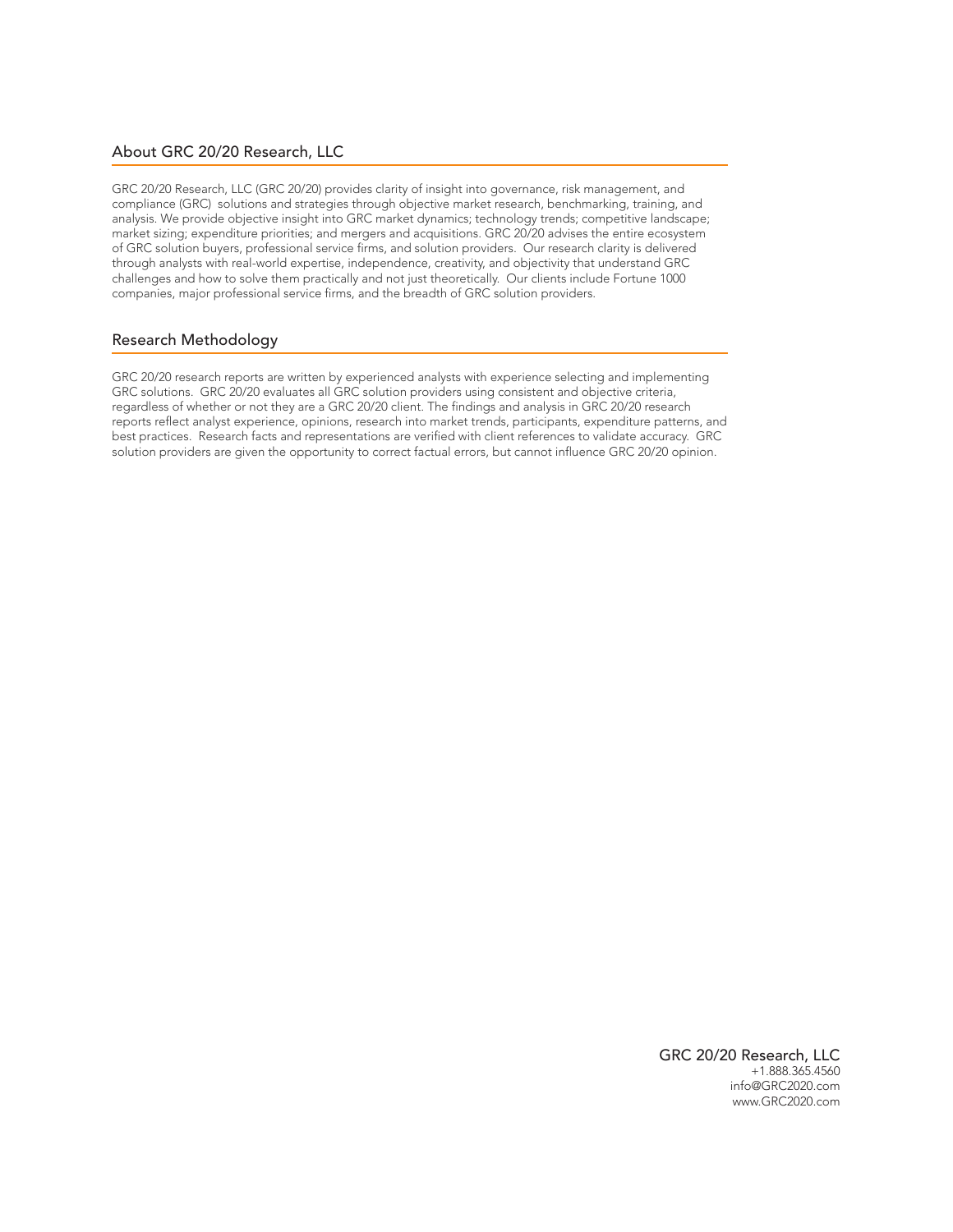## About GRC 20/20 Research, LLC

GRC 20/20 Research, LLC (GRC 20/20) provides clarity of insight into governance, risk management, and compliance (GRC) solutions and strategies through objective market research, benchmarking, training, and analysis. We provide objective insight into GRC market dynamics; technology trends; competitive landscape; market sizing; expenditure priorities; and mergers and acquisitions. GRC 20/20 advises the entire ecosystem of GRC solution buyers, professional service firms, and solution providers. Our research clarity is delivered through analysts with real-world expertise, independence, creativity, and objectivity that understand GRC challenges and how to solve them practically and not just theoretically. Our clients include Fortune 1000 companies, major professional service firms, and the breadth of GRC solution providers.

## Research Methodology

GRC 20/20 research reports are written by experienced analysts with experience selecting and implementing GRC solutions. GRC 20/20 evaluates all GRC solution providers using consistent and objective criteria, regardless of whether or not they are a GRC 20/20 client. The findings and analysis in GRC 20/20 research reports reflect analyst experience, opinions, research into market trends, participants, expenditure patterns, and best practices. Research facts and representations are verified with client references to validate accuracy. GRC solution providers are given the opportunity to correct factual errors, but cannot influence GRC 20/20 opinion.

GRC 20/20 Research, LLC
+1.888.365.4560
info@GRC2020.com
www.GRC2020.com